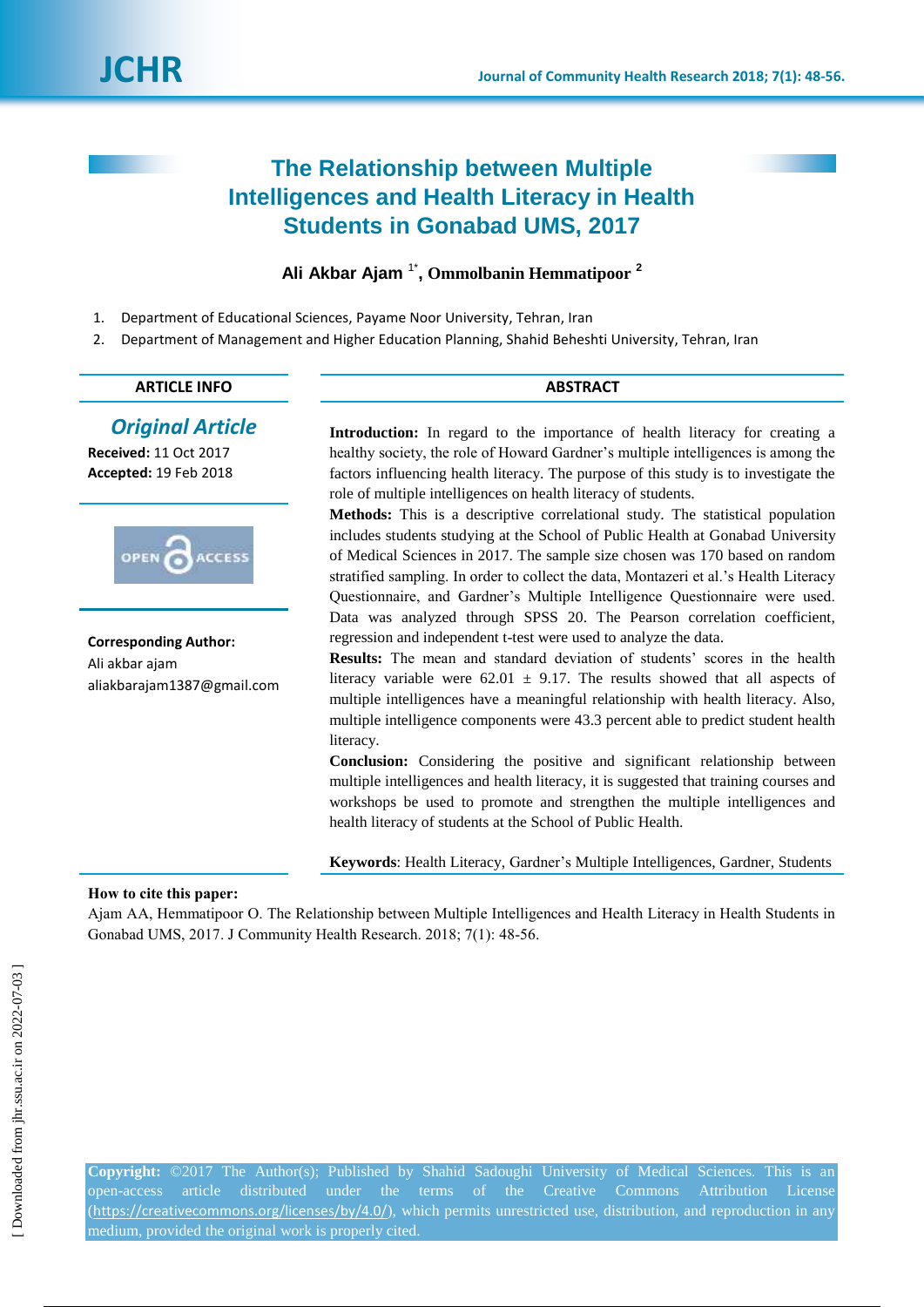# The Relationship between Multiple Intelligences and Health Literacy in Health Students in Gonabad UMS, 2017

**Ali Akbar Ajam** [1*], **Ommolbanin Hemmatipoor** [2]

1. Department of Educational Sciences, Payame Noor University, Tehran, Iran
2. Department of Management and Higher Education Planning, Shahid Beheshti University, Tehran, Iran

## ARTICLE INFO

***Original Article***

**Received:** 11 Oct 2017
**Accepted:** 19 Feb 2018

**Corresponding Author:**
Ali akbar ajam
aliakbarajam1387@gmail.com

## ABSTRACT

**Introduction:** In regard to the importance of health literacy for creating a healthy society, the role of Howard Gardner's multiple intelligences is among the factors influencing health literacy. The purpose of this study is to investigate the role of multiple intelligences on health literacy of students.

**Methods:** This is a descriptive correlational study. The statistical population includes students studying at the School of Public Health at Gonabad University of Medical Sciences in 2017. The sample size chosen was 170 based on random stratified sampling. In order to collect the data, Montazeri et al.'s Health Literacy Questionnaire, and Gardner's Multiple Intelligence Questionnaire were used. Data was analyzed through SPSS 20. The Pearson correlation coefficient, regression and independent t-test were used to analyze the data.

**Results:** The mean and standard deviation of students' scores in the health literacy variable were 62.01 ± 9.17. The results showed that all aspects of multiple intelligences have a meaningful relationship with health literacy. Also, multiple intelligence components were 43.3 percent able to predict student health literacy.

**Conclusion:** Considering the positive and significant relationship between multiple intelligences and health literacy, it is suggested that training courses and workshops be used to promote and strengthen the multiple intelligences and health literacy of students at the School of Public Health.

**Keywords**: Health Literacy, Gardner's Multiple Intelligences, Gardner, Students

**How to cite this paper:**
Ajam AA, Hemmatipoor O. The Relationship between Multiple Intelligences and Health Literacy in Health Students in Gonabad UMS, 2017. J Community Health Research. 2018; 7(1): 48-56.

**Copyright:** ©2017 The Author(s); Published by Shahid Sadoughi University of Medical Sciences. This is an open-access article distributed under the terms of the Creative Commons Attribution License (https://creativecommons.org/licenses/by/4.0/), which permits unrestricted use, distribution, and reproduction in any medium, provided the original work is properly cited.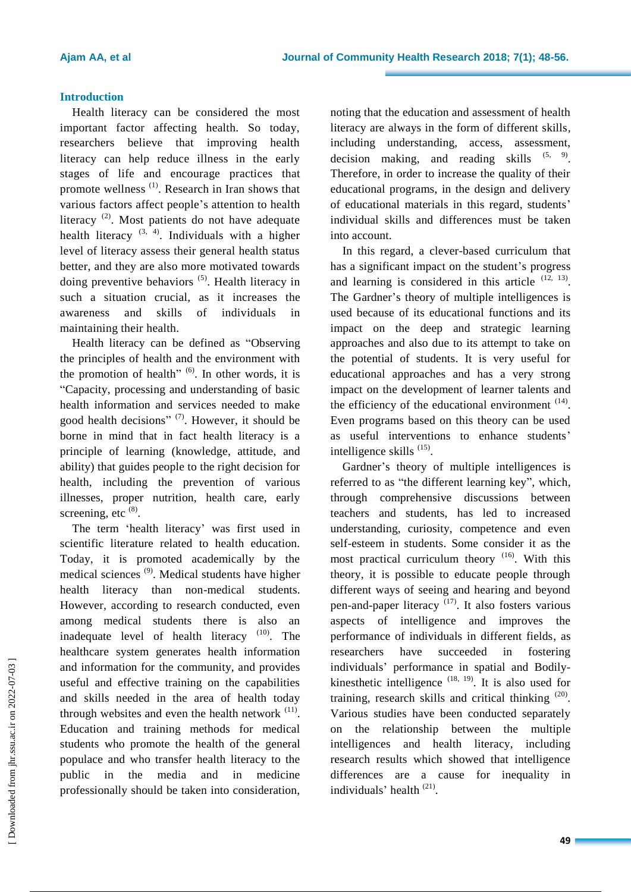## Introduction

Health literacy can be considered the most important factor affecting health. So today, researchers believe that improving health literacy can help reduce illness in the early stages of life and encourage practices that promote wellness [1]. Research in Iran shows that various factors affect people's attention to health literacy [2]. Most patients do not have adequate health literacy [3, 4]. Individuals with a higher level of literacy assess their general health status better, and they are also more motivated towards doing preventive behaviors [5]. Health literacy in such a situation crucial, as it increases the awareness and skills of individuals in maintaining their health.

Health literacy can be defined as "Observing the principles of health and the environment with the promotion of health" [6]. In other words, it is "Capacity, processing and understanding of basic health information and services needed to make good health decisions" [7]. However, it should be borne in mind that in fact health literacy is a principle of learning (knowledge, attitude, and ability) that guides people to the right decision for health, including the prevention of various illnesses, proper nutrition, health care, early screening, etc [8].

The term 'health literacy' was first used in scientific literature related to health education. Today, it is promoted academically by the medical sciences [9]. Medical students have higher health literacy than non-medical students. However, according to research conducted, even among medical students there is also an inadequate level of health literacy [10]. The healthcare system generates health information and information for the community, and provides useful and effective training on the capabilities and skills needed in the area of health today through websites and even the health network [11]. Education and training methods for medical students who promote the health of the general populace and who transfer health literacy to the public in the media and in medicine professionally should be taken into consideration, noting that the education and assessment of health literacy are always in the form of different skills, including understanding, access, assessment, decision making, and reading skills [5, 9]. Therefore, in order to increase the quality of their educational programs, in the design and delivery of educational materials in this regard, students' individual skills and differences must be taken into account.

In this regard, a clever-based curriculum that has a significant impact on the student's progress and learning is considered in this article [12, 13]. The Gardner's theory of multiple intelligences is used because of its educational functions and its impact on the deep and strategic learning approaches and also due to its attempt to take on the potential of students. It is very useful for educational approaches and has a very strong impact on the development of learner talents and the efficiency of the educational environment [14]. Even programs based on this theory can be used as useful interventions to enhance students' intelligence skills [15].

Gardner's theory of multiple intelligences is referred to as "the different learning key", which, through comprehensive discussions between teachers and students, has led to increased understanding, curiosity, competence and even self-esteem in students. Some consider it as the most practical curriculum theory [16]. With this theory, it is possible to educate people through different ways of seeing and hearing and beyond pen-and-paper literacy [17]. It also fosters various aspects of intelligence and improves the performance of individuals in different fields, as researchers have succeeded in fostering individuals' performance in spatial and Bodily-kinesthetic intelligence [18, 19]. It is also used for training, research skills and critical thinking [20]. Various studies have been conducted separately on the relationship between the multiple intelligences and health literacy, including research results which showed that intelligence differences are a cause for inequality in individuals' health [21].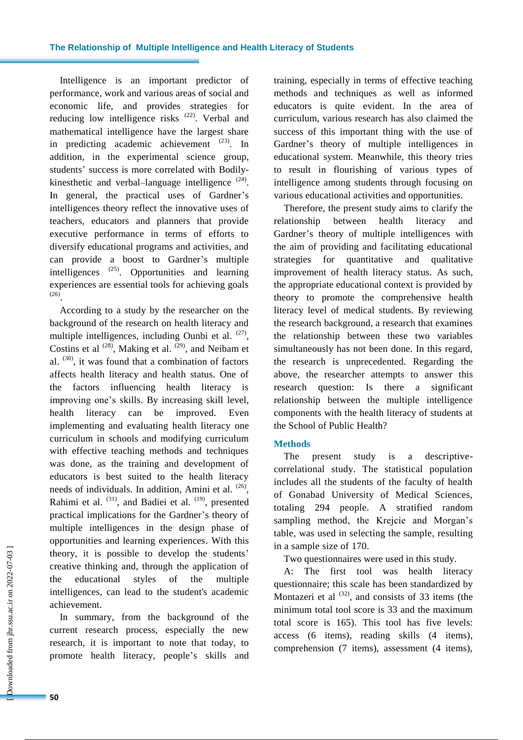Intelligence is an important predictor of performance, work and various areas of social and economic life, and provides strategies for reducing low intelligence risks [22]. Verbal and mathematical intelligence have the largest share in predicting academic achievement [23]. In addition, in the experimental science group, students' success is more correlated with Bodily-kinesthetic and verbal–language intelligence [24]. In general, the practical uses of Gardner's intelligences theory reflect the innovative uses of teachers, educators and planners that provide executive performance in terms of efforts to diversify educational programs and activities, and can provide a boost to Gardner's multiple intelligences [25]. Opportunities and learning experiences are essential tools for achieving goals [26].

According to a study by the researcher on the background of the research on health literacy and multiple intelligences, including Ounbi et al. [27], Costins et al [28], Making et al. [29], and Neibam et al. [30], it was found that a combination of factors affects health literacy and health status. One of the factors influencing health literacy is improving one's skills. By increasing skill level, health literacy can be improved. Even implementing and evaluating health literacy one curriculum in schools and modifying curriculum with effective teaching methods and techniques was done, as the training and development of educators is best suited to the health literacy needs of individuals. In addition, Amini et al. [26], Rahimi et al. [31], and Badiei et al. [19], presented practical implications for the Gardner's theory of multiple intelligences in the design phase of opportunities and learning experiences. With this theory, it is possible to develop the students' creative thinking and, through the application of the educational styles of the multiple intelligences, can lead to the student's academic achievement.

In summary, from the background of the current research process, especially the new research, it is important to note that today, to promote health literacy, people's skills and training, especially in terms of effective teaching methods and techniques as well as informed educators is quite evident. In the area of curriculum, various research has also claimed the success of this important thing with the use of Gardner's theory of multiple intelligences in educational system. Meanwhile, this theory tries to result in flourishing of various types of intelligence among students through focusing on various educational activities and opportunities.

Therefore, the present study aims to clarify the relationship between health literacy and Gardner's theory of multiple intelligences with the aim of providing and facilitating educational strategies for quantitative and qualitative improvement of health literacy status. As such, the appropriate educational context is provided by theory to promote the comprehensive health literacy level of medical students. By reviewing the research background, a research that examines the relationship between these two variables simultaneously has not been done. In this regard, the research is unprecedented. Regarding the above, the researcher attempts to answer this research question: Is there a significant relationship between the multiple intelligence components with the health literacy of students at the School of Public Health?

## Methods

The present study is a descriptive-correlational study. The statistical population includes all the students of the faculty of health of Gonabad University of Medical Sciences, totaling 294 people. A stratified random sampling method, the Krejcie and Morgan's table, was used in selecting the sample, resulting in a sample size of 170.

Two questionnaires were used in this study.

A: The first tool was health literacy questionnaire; this scale has been standardized by Montazeri et al [32], and consists of 33 items (the minimum total tool score is 33 and the maximum total score is 165). This tool has five levels: access (6 items), reading skills (4 items), comprehension (7 items), assessment (4 items),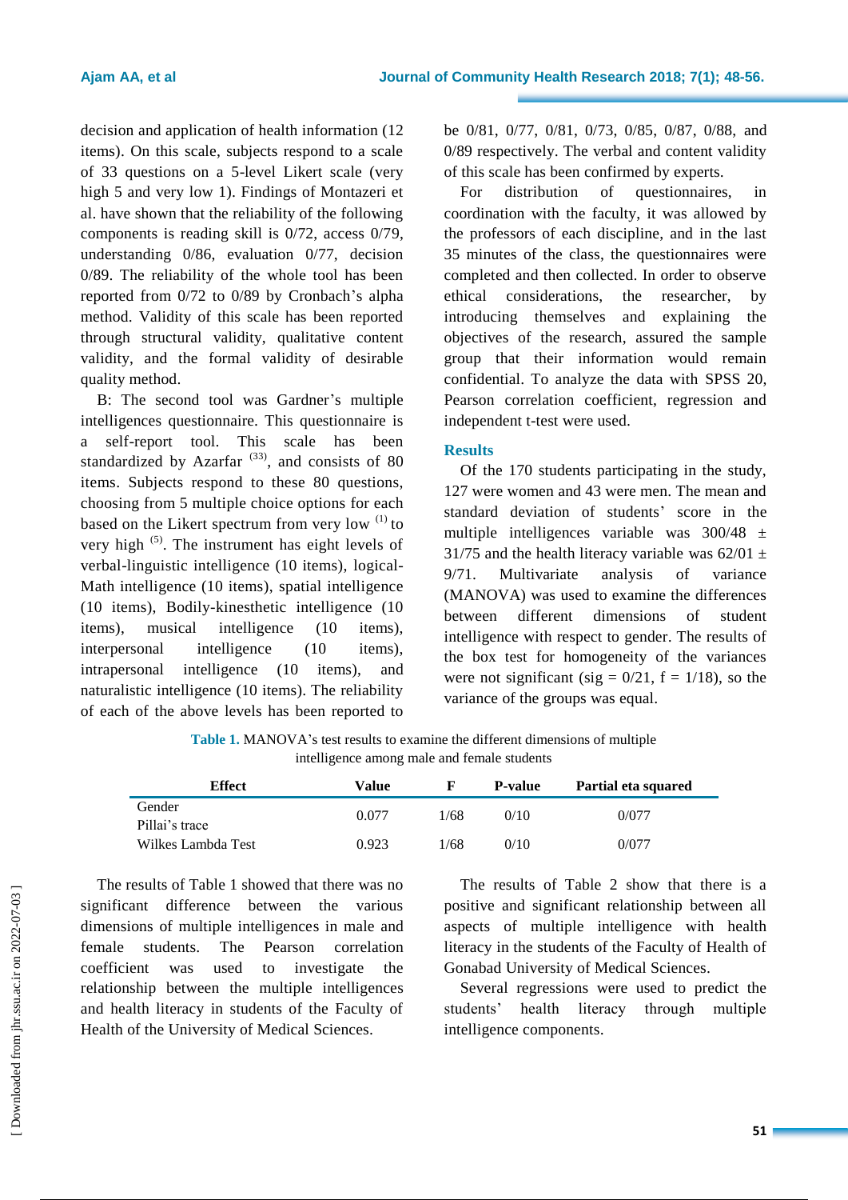decision and application of health information (12 items). On this scale, subjects respond to a scale of 33 questions on a 5-level Likert scale (very high 5 and very low 1). Findings of Montazeri et al. have shown that the reliability of the following components is reading skill is 0/72, access 0/79, understanding 0/86, evaluation 0/77, decision 0/89. The reliability of the whole tool has been reported from 0/72 to 0/89 by Cronbach's alpha method. Validity of this scale has been reported through structural validity, qualitative content validity, and the formal validity of desirable quality method.

B: The second tool was Gardner's multiple intelligences questionnaire. This questionnaire is a self-report tool. This scale has been standardized by Azarfar [33], and consists of 80 items. Subjects respond to these 80 questions, choosing from 5 multiple choice options for each based on the Likert spectrum from very low [1] to very high [5]. The instrument has eight levels of verbal-linguistic intelligence (10 items), logical-Math intelligence (10 items), spatial intelligence (10 items), Bodily-kinesthetic intelligence (10 items), musical intelligence (10 items), interpersonal intelligence (10 items), intrapersonal intelligence (10 items), and naturalistic intelligence (10 items). The reliability of each of the above levels has been reported to be 0/81, 0/77, 0/81, 0/73, 0/85, 0/87, 0/88, and 0/89 respectively. The verbal and content validity of this scale has been confirmed by experts.

For distribution of questionnaires, in coordination with the faculty, it was allowed by the professors of each discipline, and in the last 35 minutes of the class, the questionnaires were completed and then collected. In order to observe ethical considerations, the researcher, by introducing themselves and explaining the objectives of the research, assured the sample group that their information would remain confidential. To analyze the data with SPSS 20, Pearson correlation coefficient, regression and independent t-test were used.

## Results

Of the 170 students participating in the study, 127 were women and 43 were men. The mean and standard deviation of students' score in the multiple intelligences variable was 300/48 ± 31/75 and the health literacy variable was 62/01 ± 9/71. Multivariate analysis of variance (MANOVA) was used to examine the differences between different dimensions of student intelligence with respect to gender. The results of the box test for homogeneity of the variances were not significant (sig = 0/21, f = 1/18), so the variance of the groups was equal.

**Table 1.** MANOVA's test results to examine the different dimensions of multiple intelligence among male and female students

| Effect | Value | F | P-value | Partial eta squared |
|---|---|---|---|---|
| Gender<br>Pillai's trace | 0.077 | 1/68 | 0/10 | 0/077 |
| Wilkes Lambda Test | 0.923 | 1/68 | 0/10 | 0/077 |

The results of Table 1 showed that there was no significant difference between the various dimensions of multiple intelligences in male and female students. The Pearson correlation coefficient was used to investigate the relationship between the multiple intelligences and health literacy in students of the Faculty of Health of the University of Medical Sciences.

The results of Table 2 show that there is a positive and significant relationship between all aspects of multiple intelligence with health literacy in the students of the Faculty of Health of Gonabad University of Medical Sciences.

Several regressions were used to predict the students' health literacy through multiple intelligence components.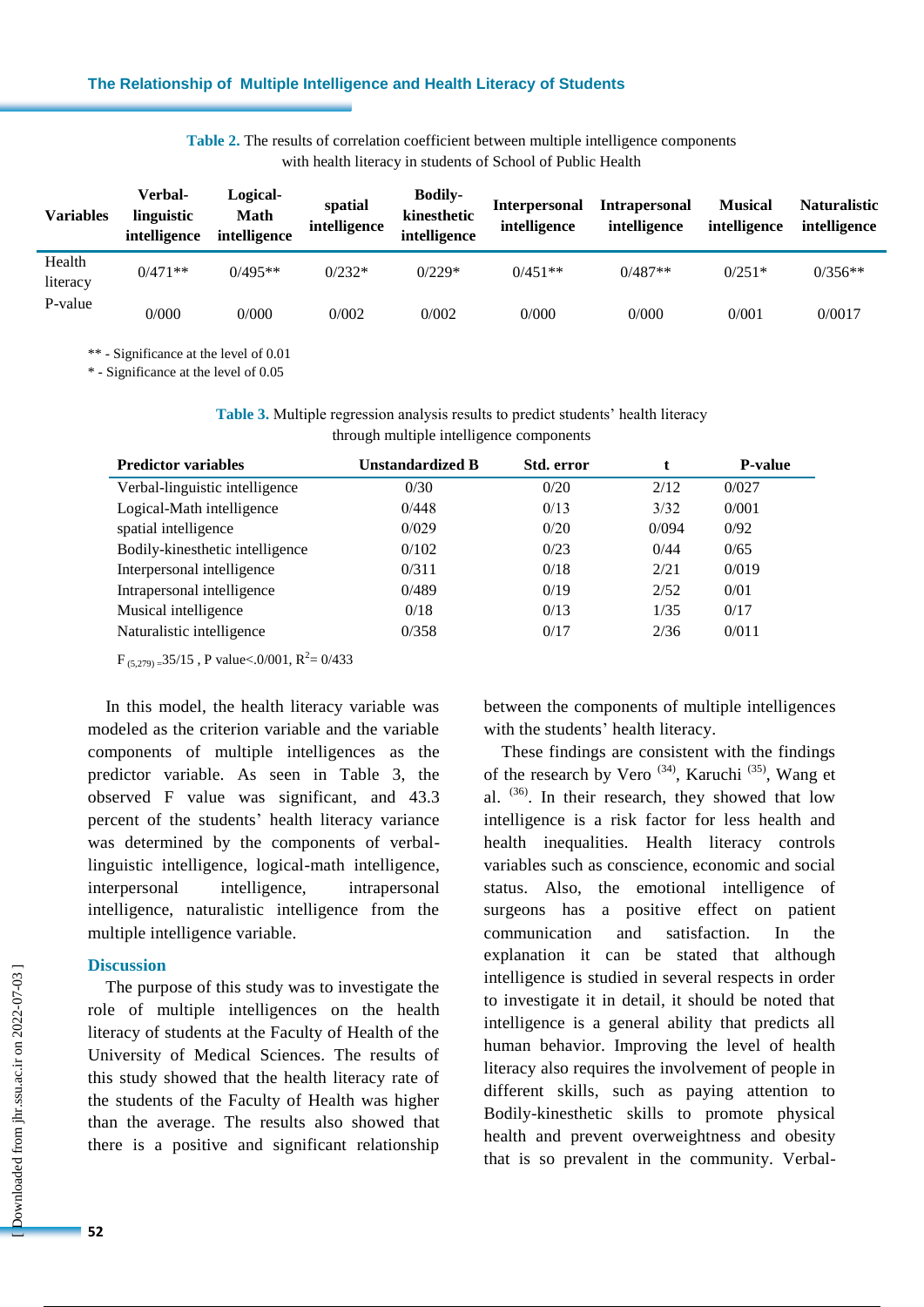**Table 2.** The results of correlation coefficient between multiple intelligence components with health literacy in students of School of Public Health

| Variables | Verbal-linguistic intelligence | Logical-Math intelligence | spatial intelligence | Bodily-kinesthetic intelligence | Interpersonal intelligence | Intrapersonal intelligence | Musical intelligence | Naturalistic intelligence |
|---|---|---|---|---|---|---|---|---|
| Health literacy | 0/471** | 0/495** | 0/232* | 0/229* | 0/451** | 0/487** | 0/251* | 0/356** |
| P-value | 0/000 | 0/000 | 0/002 | 0/002 | 0/000 | 0/000 | 0/001 | 0/0017 |

** - Significance at the level of 0.01
* - Significance at the level of 0.05

**Table 3.** Multiple regression analysis results to predict students' health literacy through multiple intelligence components

| Predictor variables | Unstandardized B | Std. error | t | P-value |
|---|---|---|---|---|
| Verbal-linguistic intelligence | 0/30 | 0/20 | 2/12 | 0/027 |
| Logical-Math intelligence | 0/448 | 0/13 | 3/32 | 0/001 |
| spatial intelligence | 0/029 | 0/20 | 0/094 | 0/92 |
| Bodily-kinesthetic intelligence | 0/102 | 0/23 | 0/44 | 0/65 |
| Interpersonal intelligence | 0/311 | 0/18 | 2/21 | 0/019 |
| Intrapersonal intelligence | 0/489 | 0/19 | 2/52 | 0/01 |
| Musical intelligence | 0/18 | 0/13 | 1/35 | 0/17 |
| Naturalistic intelligence | 0/358 | 0/17 | 2/36 | 0/011 |

$F_{(5,279)}$ =35/15 , P value<.0/001, $R^2$= 0/433

In this model, the health literacy variable was modeled as the criterion variable and the variable components of multiple intelligences as the predictor variable. As seen in Table 3, the observed F value was significant, and 43.3 percent of the students' health literacy variance was determined by the components of verbal-linguistic intelligence, logical-math intelligence, interpersonal intelligence, intrapersonal intelligence, naturalistic intelligence from the multiple intelligence variable.

## Discussion

The purpose of this study was to investigate the role of multiple intelligences on the health literacy of students at the Faculty of Health of the University of Medical Sciences. The results of this study showed that the health literacy rate of the students of the Faculty of Health was higher than the average. The results also showed that there is a positive and significant relationship between the components of multiple intelligences with the students' health literacy.

These findings are consistent with the findings of the research by Vero [34], Karuchi [35], Wang et al. [36]. In their research, they showed that low intelligence is a risk factor for less health and health inequalities. Health literacy controls variables such as conscience, economic and social status. Also, the emotional intelligence of surgeons has a positive effect on patient communication and satisfaction. In the explanation it can be stated that although intelligence is studied in several respects in order to investigate it in detail, it should be noted that intelligence is a general ability that predicts all human behavior. Improving the level of health literacy also requires the involvement of people in different skills, such as paying attention to Bodily-kinesthetic skills to promote physical health and prevent overweightness and obesity that is so prevalent in the community. Verbal-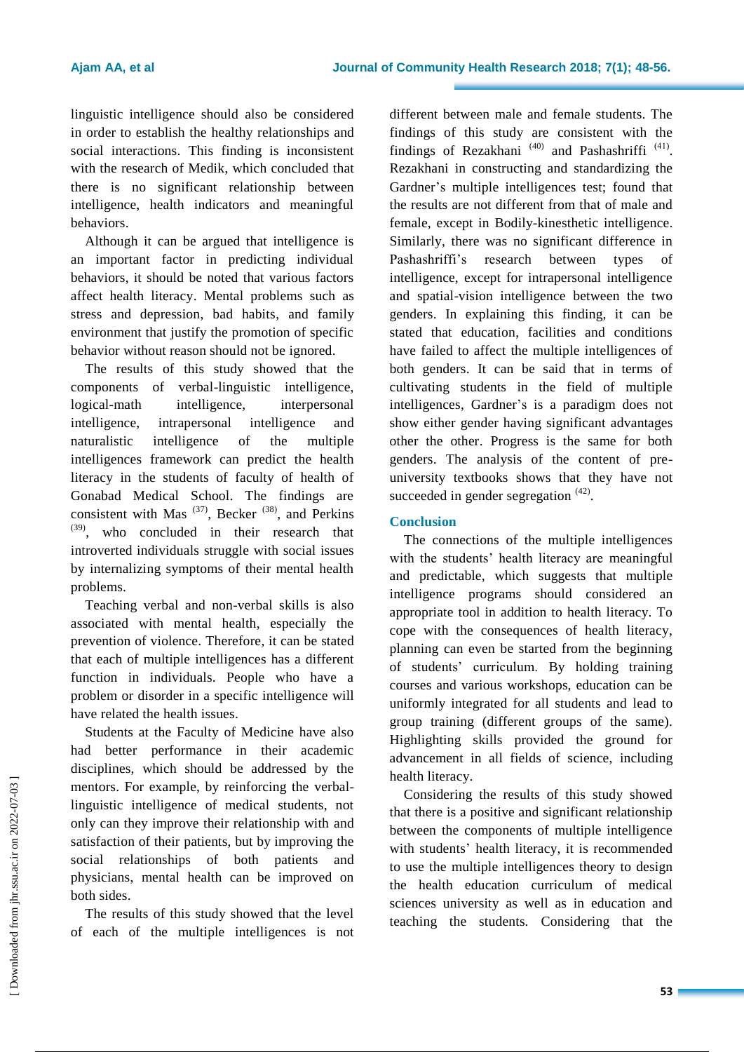linguistic intelligence should also be considered in order to establish the healthy relationships and social interactions. This finding is inconsistent with the research of Medik, which concluded that there is no significant relationship between intelligence, health indicators and meaningful behaviors.

Although it can be argued that intelligence is an important factor in predicting individual behaviors, it should be noted that various factors affect health literacy. Mental problems such as stress and depression, bad habits, and family environment that justify the promotion of specific behavior without reason should not be ignored.

The results of this study showed that the components of verbal-linguistic intelligence, logical-math intelligence, interpersonal intelligence, intrapersonal intelligence and naturalistic intelligence of the multiple intelligences framework can predict the health literacy in the students of faculty of health of Gonabad Medical School. The findings are consistent with Mas [37], Becker [38], and Perkins [39], who concluded in their research that introverted individuals struggle with social issues by internalizing symptoms of their mental health problems.

Teaching verbal and non-verbal skills is also associated with mental health, especially the prevention of violence. Therefore, it can be stated that each of multiple intelligences has a different function in individuals. People who have a problem or disorder in a specific intelligence will have related the health issues.

Students at the Faculty of Medicine have also had better performance in their academic disciplines, which should be addressed by the mentors. For example, by reinforcing the verbal-linguistic intelligence of medical students, not only can they improve their relationship with and satisfaction of their patients, but by improving the social relationships of both patients and physicians, mental health can be improved on both sides.

The results of this study showed that the level of each of the multiple intelligences is not different between male and female students. The findings of this study are consistent with the findings of Rezakhani [40] and Pashashriffi [41]. Rezakhani in constructing and standardizing the Gardner's multiple intelligences test; found that the results are not different from that of male and female, except in Bodily-kinesthetic intelligence. Similarly, there was no significant difference in Pashashriffi's research between types of intelligence, except for intrapersonal intelligence and spatial-vision intelligence between the two genders. In explaining this finding, it can be stated that education, facilities and conditions have failed to affect the multiple intelligences of both genders. It can be said that in terms of cultivating students in the field of multiple intelligences, Gardner's is a paradigm does not show either gender having significant advantages other the other. Progress is the same for both genders. The analysis of the content of pre-university textbooks shows that they have not succeeded in gender segregation [42].

## Conclusion

The connections of the multiple intelligences with the students' health literacy are meaningful and predictable, which suggests that multiple intelligence programs should considered an appropriate tool in addition to health literacy. To cope with the consequences of health literacy, planning can even be started from the beginning of students' curriculum. By holding training courses and various workshops, education can be uniformly integrated for all students and lead to group training (different groups of the same). Highlighting skills provided the ground for advancement in all fields of science, including health literacy.

Considering the results of this study showed that there is a positive and significant relationship between the components of multiple intelligence with students' health literacy, it is recommended to use the multiple intelligences theory to design the health education curriculum of medical sciences university as well as in education and teaching the students. Considering that the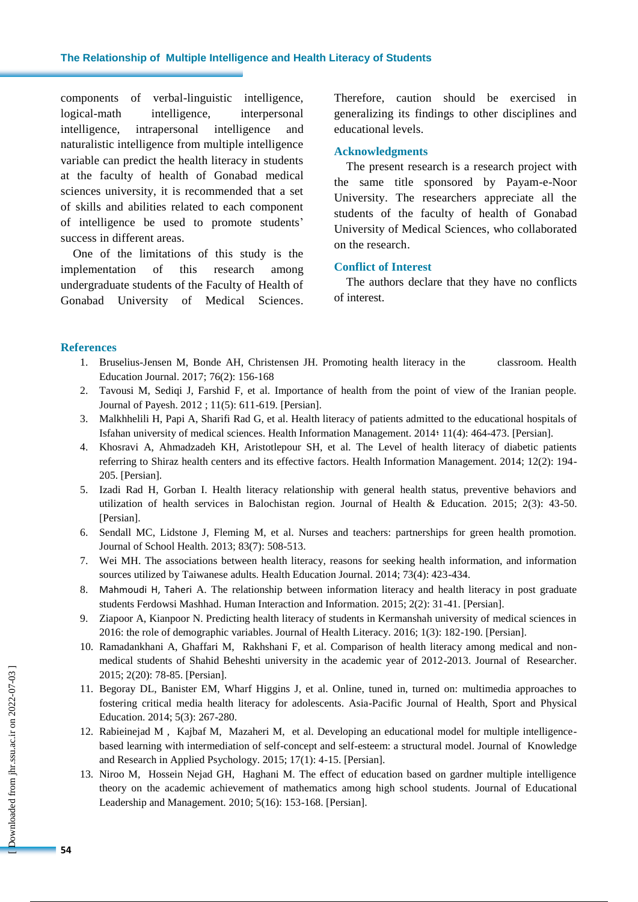components of verbal-linguistic intelligence, logical-math intelligence, interpersonal intelligence, intrapersonal intelligence and naturalistic intelligence from multiple intelligence variable can predict the health literacy in students at the faculty of health of Gonabad medical sciences university, it is recommended that a set of skills and abilities related to each component of intelligence be used to promote students' success in different areas.

One of the limitations of this study is the implementation of this research among undergraduate students of the Faculty of Health of Gonabad University of Medical Sciences. Therefore, caution should be exercised in generalizing its findings to other disciplines and educational levels.

## Acknowledgments

The present research is a research project with the same title sponsored by Payam-e-Noor University. The researchers appreciate all the students of the faculty of health of Gonabad University of Medical Sciences, who collaborated on the research.

## Conflict of Interest

The authors declare that they have no conflicts of interest.

## References

1. Bruselius-Jensen M, Bonde AH, Christensen JH. Promoting health literacy in the classroom. Health Education Journal. 2017; 76(2): 156-168
2. Tavousi M, Sediqi J, Farshid F, et al. Importance of health from the point of view of the Iranian people. Journal of Payesh. 2012 ; 11(5): 611-619. [Persian].
3. Malkhhelili H, Papi A, Sharifi Rad G, et al. Health literacy of patients admitted to the educational hospitals of Isfahan university of medical sciences. Health Information Management. 2014؛ 11(4): 464-473. [Persian].
4. Khosravi A, Ahmadzadeh KH, Aristotlepour SH, et al. The Level of health literacy of diabetic patients referring to Shiraz health centers and its effective factors. Health Information Management. 2014; 12(2): 194-205. [Persian].
5. Izadi Rad H, Gorban I. Health literacy relationship with general health status, preventive behaviors and utilization of health services in Balochistan region. Journal of Health & Education. 2015; 2(3): 43-50. [Persian].
6. Sendall MC, Lidstone J, Fleming M, et al. Nurses and teachers: partnerships for green health promotion. Journal of School Health. 2013; 83(7): 508-513.
7. Wei MH. The associations between health literacy, reasons for seeking health information, and information sources utilized by Taiwanese adults. Health Education Journal. 2014; 73(4): 423-434.
8. Mahmoudi H, Taheri A. The relationship between information literacy and health literacy in post graduate students Ferdowsi Mashhad. Human Interaction and Information. 2015; 2(2): 31-41. [Persian].
9. Ziapoor A, Kianpoor N. Predicting health literacy of students in Kermanshah university of medical sciences in 2016: the role of demographic variables. Journal of Health Literacy. 2016; 1(3): 182-190. [Persian].
10. Ramadankhani A, Ghaffari M, Rakhshani F, et al. Comparison of health literacy among medical and non-medical students of Shahid Beheshti university in the academic year of 2012-2013. Journal of Researcher. 2015; 2(20): 78-85. [Persian].
11. Begoray DL, Banister EM, Wharf Higgins J, et al. Online, tuned in, turned on: multimedia approaches to fostering critical media health literacy for adolescents. Asia-Pacific Journal of Health, Sport and Physical Education. 2014; 5(3): 267-280.
12. Rabieinejad M , Kajbaf M, Mazaheri M, et al. Developing an educational model for multiple intelligence-based learning with intermediation of self-concept and self-esteem: a structural model. Journal of Knowledge and Research in Applied Psychology. 2015; 17(1): 4-15. [Persian].
13. Niroo M, Hossein Nejad GH, Haghani M. The effect of education based on gardner multiple intelligence theory on the academic achievement of mathematics among high school students. Journal of Educational Leadership and Management. 2010; 5(16): 153-168. [Persian].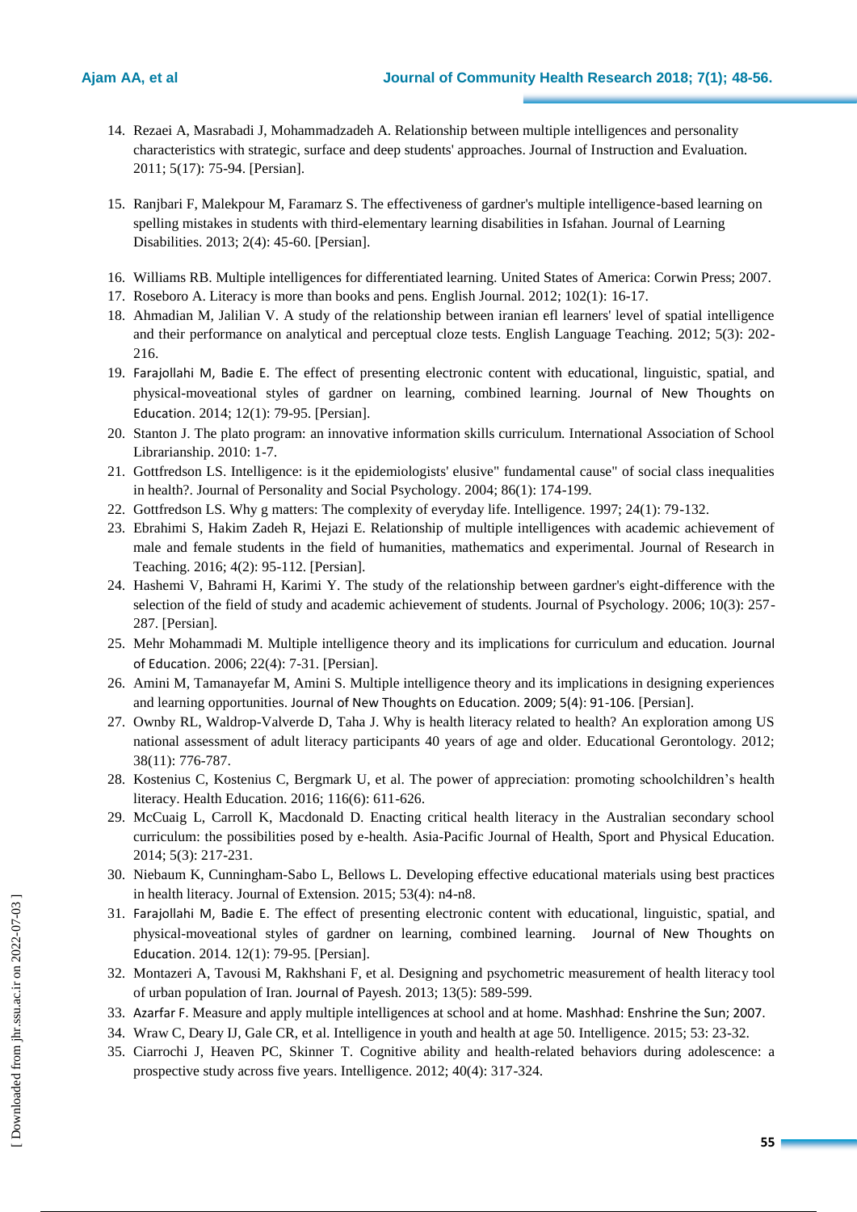14. Rezaei A, Masrabadi J, Mohammadzadeh A. Relationship between multiple intelligences and personality characteristics with strategic, surface and deep students' approaches. Journal of Instruction and Evaluation. 2011; 5(17): 75-94. [Persian].

15. Ranjbari F, Malekpour M, Faramarz S. The effectiveness of gardner's multiple intelligence-based learning on spelling mistakes in students with third-elementary learning disabilities in Isfahan. Journal of Learning Disabilities. 2013; 2(4): 45-60. [Persian].

16. Williams RB. Multiple intelligences for differentiated learning. United States of America: Corwin Press; 2007.
17. Roseboro A. Literacy is more than books and pens. English Journal. 2012; 102(1): 16-17.
18. Ahmadian M, Jalilian V. A study of the relationship between iranian efl learners' level of spatial intelligence and their performance on analytical and perceptual cloze tests. English Language Teaching. 2012; 5(3): 202-216.
19. Farajollahi M, Badie E. The effect of presenting electronic content with educational, linguistic, spatial, and physical-moveational styles of gardner on learning, combined learning. Journal of New Thoughts on Education. 2014; 12(1): 79-95. [Persian].
20. Stanton J. The plato program: an innovative information skills curriculum. International Association of School Librarianship. 2010: 1-7.
21. Gottfredson LS. Intelligence: is it the epidemiologists' elusive" fundamental cause" of social class inequalities in health?. Journal of Personality and Social Psychology. 2004; 86(1): 174-199.
22. Gottfredson LS. Why g matters: The complexity of everyday life. Intelligence. 1997; 24(1): 79-132.
23. Ebrahimi S, Hakim Zadeh R, Hejazi E. Relationship of multiple intelligences with academic achievement of male and female students in the field of humanities, mathematics and experimental. Journal of Research in Teaching. 2016; 4(2): 95-112. [Persian].
24. Hashemi V, Bahrami H, Karimi Y. The study of the relationship between gardner's eight-difference with the selection of the field of study and academic achievement of students. Journal of Psychology. 2006; 10(3): 257-287. [Persian].
25. Mehr Mohammadi M. Multiple intelligence theory and its implications for curriculum and education. Journal of Education. 2006; 22(4): 7-31. [Persian].
26. Amini M, Tamanayefar M, Amini S. Multiple intelligence theory and its implications in designing experiences and learning opportunities. Journal of New Thoughts on Education. 2009; 5(4): 91-106. [Persian].
27. Ownby RL, Waldrop-Valverde D, Taha J. Why is health literacy related to health? An exploration among US national assessment of adult literacy participants 40 years of age and older. Educational Gerontology. 2012; 38(11): 776-787.
28. Kostenius C, Kostenius C, Bergmark U, et al. The power of appreciation: promoting schoolchildren's health literacy. Health Education. 2016; 116(6): 611-626.
29. McCuaig L, Carroll K, Macdonald D. Enacting critical health literacy in the Australian secondary school curriculum: the possibilities posed by e-health. Asia-Pacific Journal of Health, Sport and Physical Education. 2014; 5(3): 217-231.
30. Niebaum K, Cunningham-Sabo L, Bellows L. Developing effective educational materials using best practices in health literacy. Journal of Extension. 2015; 53(4): n4-n8.
31. Farajollahi M, Badie E. The effect of presenting electronic content with educational, linguistic, spatial, and physical-moveational styles of gardner on learning, combined learning. Journal of New Thoughts on Education. 2014. 12(1): 79-95. [Persian].
32. Montazeri A, Tavousi M, Rakhshani F, et al. Designing and psychometric measurement of health literacy tool of urban population of Iran. Journal of Payesh. 2013; 13(5): 589-599.
33. Azarfar F. Measure and apply multiple intelligences at school and at home. Mashhad: Enshrine the Sun; 2007.
34. Wraw C, Deary IJ, Gale CR, et al. Intelligence in youth and health at age 50. Intelligence. 2015; 53: 23-32.
35. Ciarrochi J, Heaven PC, Skinner T. Cognitive ability and health-related behaviors during adolescence: a prospective study across five years. Intelligence. 2012; 40(4): 317-324.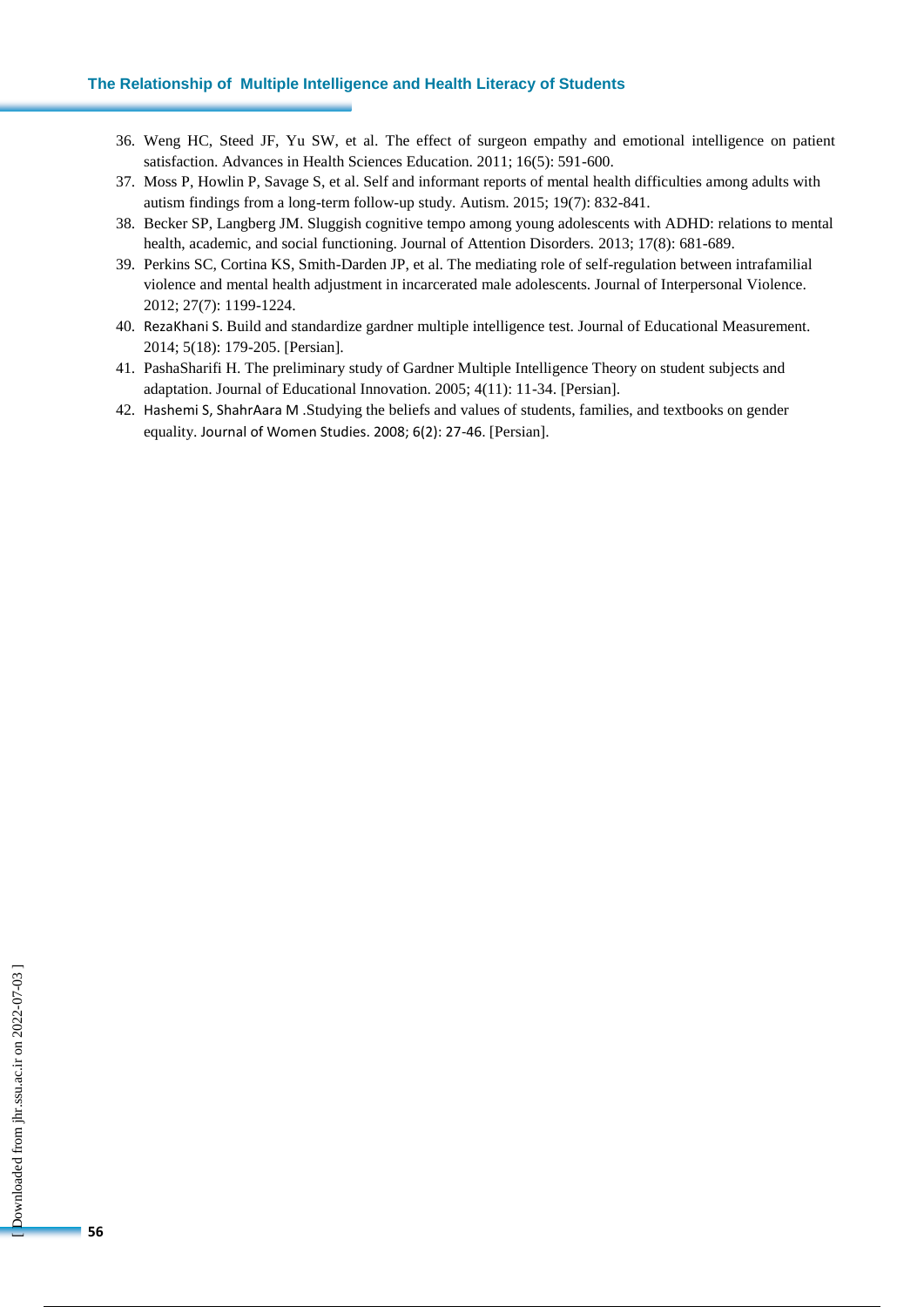36. Weng HC, Steed JF, Yu SW, et al. The effect of surgeon empathy and emotional intelligence on patient satisfaction. Advances in Health Sciences Education. 2011; 16(5): 591-600.
37. Moss P, Howlin P, Savage S, et al. Self and informant reports of mental health difficulties among adults with autism findings from a long-term follow-up study. Autism. 2015; 19(7): 832-841.
38. Becker SP, Langberg JM. Sluggish cognitive tempo among young adolescents with ADHD: relations to mental health, academic, and social functioning. Journal of Attention Disorders. 2013; 17(8): 681-689.
39. Perkins SC, Cortina KS, Smith-Darden JP, et al. The mediating role of self-regulation between intrafamilial violence and mental health adjustment in incarcerated male adolescents. Journal of Interpersonal Violence. 2012; 27(7): 1199-1224.
40. RezaKhani S. Build and standardize gardner multiple intelligence test. Journal of Educational Measurement. 2014; 5(18): 179-205. [Persian].
41. PashaSharifi H. The preliminary study of Gardner Multiple Intelligence Theory on student subjects and adaptation. Journal of Educational Innovation. 2005; 4(11): 11-34. [Persian].
42. Hashemi S, ShahrAara M .Studying the beliefs and values of students, families, and textbooks on gender equality. Journal of Women Studies. 2008; 6(2): 27-46. [Persian].